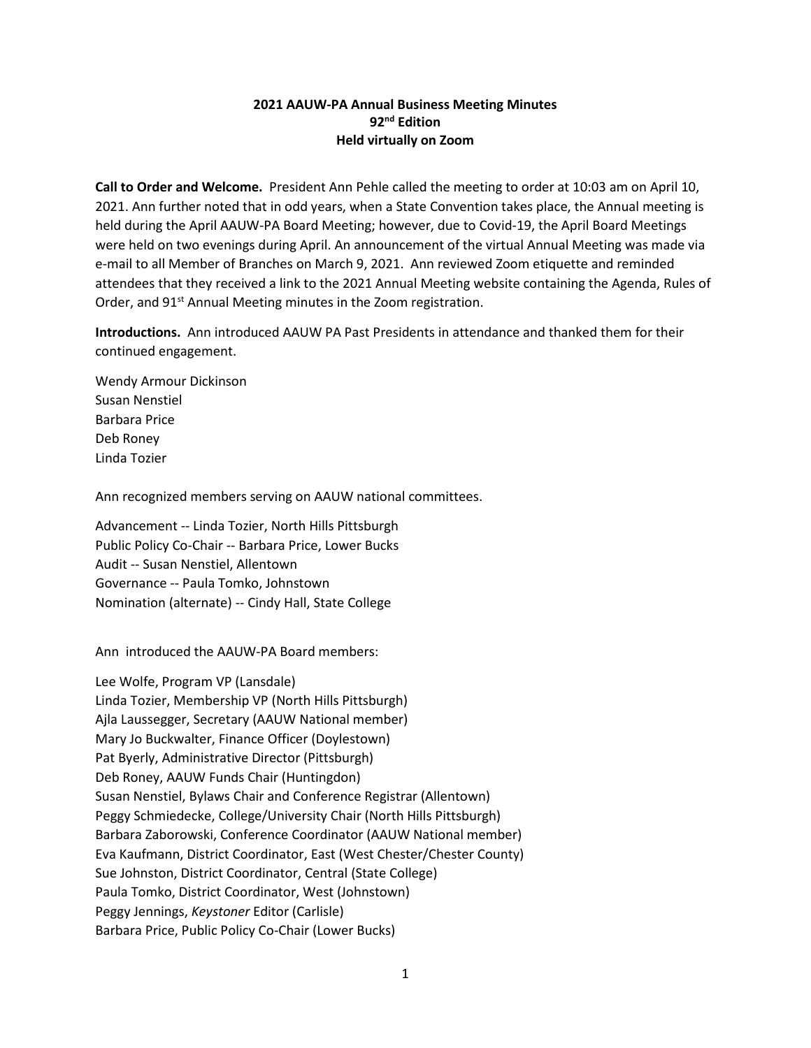**2021 AAUW-PA Annual Business Meeting Minutes**
**92nd Edition**
**Held virtually on Zoom**

**Call to Order and Welcome.** President Ann Pehle called the meeting to order at 10:03 am on April 10, 2021. Ann further noted that in odd years, when a State Convention takes place, the Annual meeting is held during the April AAUW-PA Board Meeting; however, due to Covid-19, the April Board Meetings were held on two evenings during April. An announcement of the virtual Annual Meeting was made via e-mail to all Member of Branches on March 9, 2021. Ann reviewed Zoom etiquette and reminded attendees that they received a link to the 2021 Annual Meeting website containing the Agenda, Rules of Order, and 91st Annual Meeting minutes in the Zoom registration.

**Introductions.** Ann introduced AAUW PA Past Presidents in attendance and thanked them for their continued engagement.

Wendy Armour Dickinson
Susan Nenstiel
Barbara Price
Deb Roney
Linda Tozier

Ann recognized members serving on AAUW national committees.

Advancement -- Linda Tozier, North Hills Pittsburgh
Public Policy Co-Chair -- Barbara Price, Lower Bucks
Audit -- Susan Nenstiel, Allentown
Governance -- Paula Tomko, Johnstown
Nomination (alternate) -- Cindy Hall, State College

Ann introduced the AAUW-PA Board members:

Lee Wolfe, Program VP (Lansdale)
Linda Tozier, Membership VP (North Hills Pittsburgh)
Ajla Laussegger, Secretary (AAUW National member)
Mary Jo Buckwalter, Finance Officer (Doylestown)
Pat Byerly, Administrative Director (Pittsburgh)
Deb Roney, AAUW Funds Chair (Huntingdon)
Susan Nenstiel, Bylaws Chair and Conference Registrar (Allentown)
Peggy Schmiedecke, College/University Chair (North Hills Pittsburgh)
Barbara Zaborowski, Conference Coordinator (AAUW National member)
Eva Kaufmann, District Coordinator, East (West Chester/Chester County)
Sue Johnston, District Coordinator, Central (State College)
Paula Tomko, District Coordinator, West (Johnstown)
Peggy Jennings, *Keystoner* Editor (Carlisle)
Barbara Price, Public Policy Co-Chair (Lower Bucks)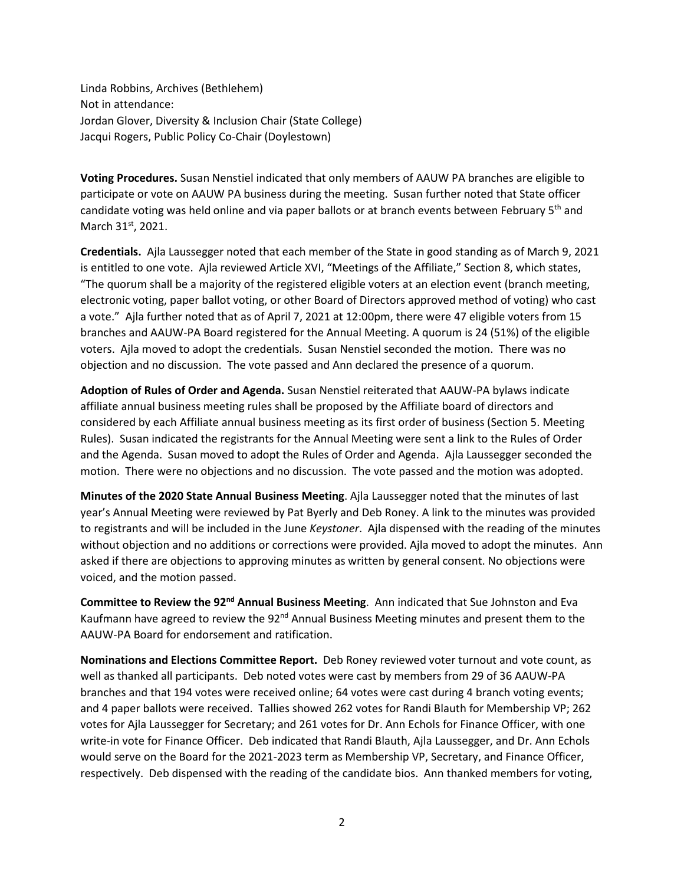Linda Robbins, Archives (Bethlehem)
Not in attendance:
Jordan Glover, Diversity & Inclusion Chair (State College)
Jacqui Rogers, Public Policy Co-Chair (Doylestown)

**Voting Procedures.** Susan Nenstiel indicated that only members of AAUW PA branches are eligible to participate or vote on AAUW PA business during the meeting. Susan further noted that State officer candidate voting was held online and via paper ballots or at branch events between February 5th and March 31st, 2021.

**Credentials.** Ajla Laussegger noted that each member of the State in good standing as of March 9, 2021 is entitled to one vote. Ajla reviewed Article XVI, "Meetings of the Affiliate," Section 8, which states, "The quorum shall be a majority of the registered eligible voters at an election event (branch meeting, electronic voting, paper ballot voting, or other Board of Directors approved method of voting) who cast a vote." Ajla further noted that as of April 7, 2021 at 12:00pm, there were 47 eligible voters from 15 branches and AAUW-PA Board registered for the Annual Meeting. A quorum is 24 (51%) of the eligible voters. Ajla moved to adopt the credentials. Susan Nenstiel seconded the motion. There was no objection and no discussion. The vote passed and Ann declared the presence of a quorum.

**Adoption of Rules of Order and Agenda.** Susan Nenstiel reiterated that AAUW-PA bylaws indicate affiliate annual business meeting rules shall be proposed by the Affiliate board of directors and considered by each Affiliate annual business meeting as its first order of business (Section 5. Meeting Rules). Susan indicated the registrants for the Annual Meeting were sent a link to the Rules of Order and the Agenda. Susan moved to adopt the Rules of Order and Agenda. Ajla Laussegger seconded the motion. There were no objections and no discussion. The vote passed and the motion was adopted.

**Minutes of the 2020 State Annual Business Meeting**. Ajla Laussegger noted that the minutes of last year's Annual Meeting were reviewed by Pat Byerly and Deb Roney. A link to the minutes was provided to registrants and will be included in the June *Keystoner*. Ajla dispensed with the reading of the minutes without objection and no additions or corrections were provided. Ajla moved to adopt the minutes. Ann asked if there are objections to approving minutes as written by general consent. No objections were voiced, and the motion passed.

**Committee to Review the 92nd Annual Business Meeting**. Ann indicated that Sue Johnston and Eva Kaufmann have agreed to review the 92nd Annual Business Meeting minutes and present them to the AAUW-PA Board for endorsement and ratification.

**Nominations and Elections Committee Report.** Deb Roney reviewed voter turnout and vote count, as well as thanked all participants. Deb noted votes were cast by members from 29 of 36 AAUW-PA branches and that 194 votes were received online; 64 votes were cast during 4 branch voting events; and 4 paper ballots were received. Tallies showed 262 votes for Randi Blauth for Membership VP; 262 votes for Ajla Laussegger for Secretary; and 261 votes for Dr. Ann Echols for Finance Officer, with one write-in vote for Finance Officer. Deb indicated that Randi Blauth, Ajla Laussegger, and Dr. Ann Echols would serve on the Board for the 2021-2023 term as Membership VP, Secretary, and Finance Officer, respectively. Deb dispensed with the reading of the candidate bios. Ann thanked members for voting,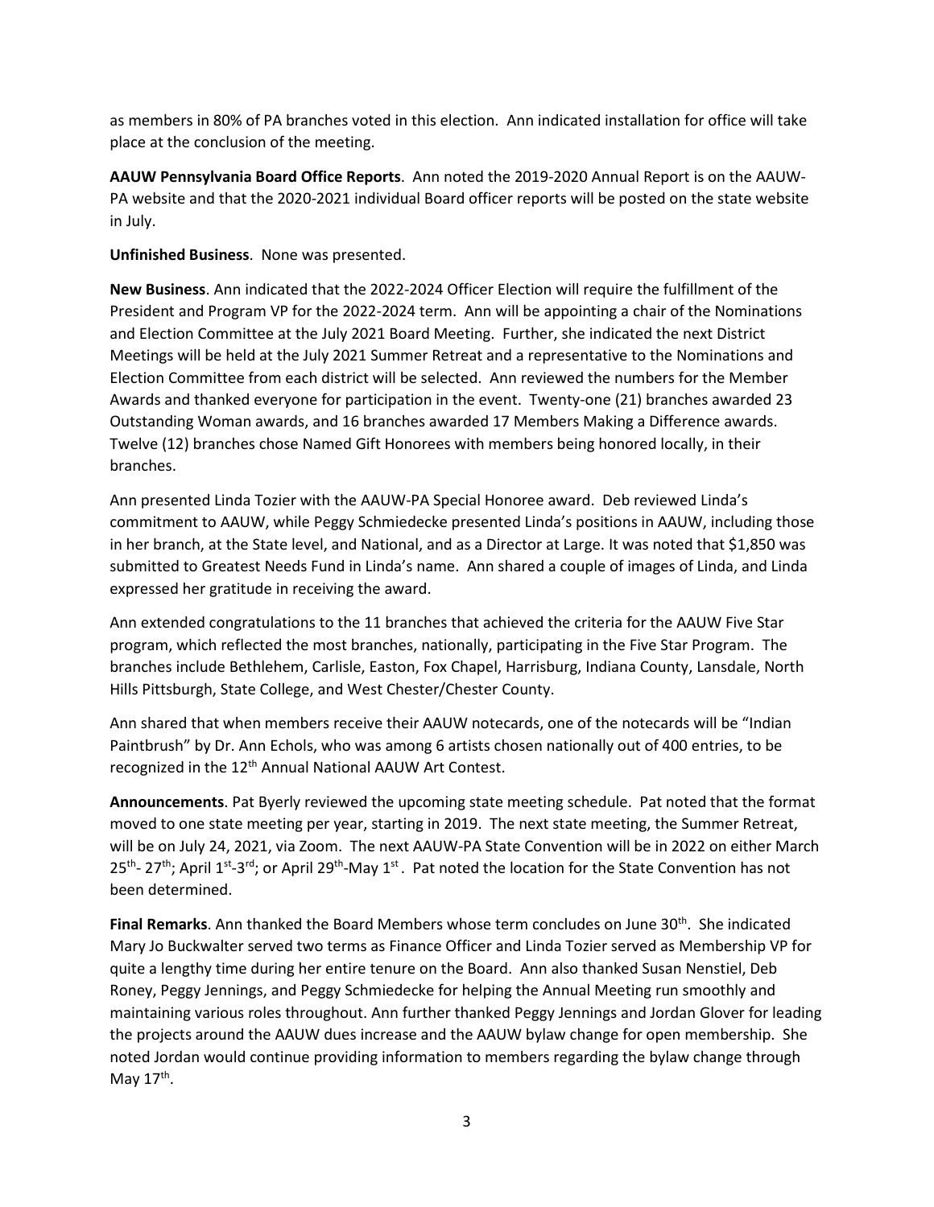as members in 80% of PA branches voted in this election. Ann indicated installation for office will take place at the conclusion of the meeting.

**AAUW Pennsylvania Board Office Reports**. Ann noted the 2019-2020 Annual Report is on the AAUW-PA website and that the 2020-2021 individual Board officer reports will be posted on the state website in July.

**Unfinished Business**. None was presented.

**New Business**. Ann indicated that the 2022-2024 Officer Election will require the fulfillment of the President and Program VP for the 2022-2024 term. Ann will be appointing a chair of the Nominations and Election Committee at the July 2021 Board Meeting. Further, she indicated the next District Meetings will be held at the July 2021 Summer Retreat and a representative to the Nominations and Election Committee from each district will be selected. Ann reviewed the numbers for the Member Awards and thanked everyone for participation in the event. Twenty-one (21) branches awarded 23 Outstanding Woman awards, and 16 branches awarded 17 Members Making a Difference awards. Twelve (12) branches chose Named Gift Honorees with members being honored locally, in their branches.

Ann presented Linda Tozier with the AAUW-PA Special Honoree award. Deb reviewed Linda's commitment to AAUW, while Peggy Schmiedecke presented Linda's positions in AAUW, including those in her branch, at the State level, and National, and as a Director at Large. It was noted that $1,850 was submitted to Greatest Needs Fund in Linda's name. Ann shared a couple of images of Linda, and Linda expressed her gratitude in receiving the award.

Ann extended congratulations to the 11 branches that achieved the criteria for the AAUW Five Star program, which reflected the most branches, nationally, participating in the Five Star Program. The branches include Bethlehem, Carlisle, Easton, Fox Chapel, Harrisburg, Indiana County, Lansdale, North Hills Pittsburgh, State College, and West Chester/Chester County.

Ann shared that when members receive their AAUW notecards, one of the notecards will be "Indian Paintbrush" by Dr. Ann Echols, who was among 6 artists chosen nationally out of 400 entries, to be recognized in the 12th Annual National AAUW Art Contest.

**Announcements**. Pat Byerly reviewed the upcoming state meeting schedule. Pat noted that the format moved to one state meeting per year, starting in 2019. The next state meeting, the Summer Retreat, will be on July 24, 2021, via Zoom. The next AAUW-PA State Convention will be in 2022 on either March 25th- 27th; April 1st-3rd; or April 29th-May 1st. Pat noted the location for the State Convention has not been determined.

**Final Remarks**. Ann thanked the Board Members whose term concludes on June 30th. She indicated Mary Jo Buckwalter served two terms as Finance Officer and Linda Tozier served as Membership VP for quite a lengthy time during her entire tenure on the Board. Ann also thanked Susan Nenstiel, Deb Roney, Peggy Jennings, and Peggy Schmiedecke for helping the Annual Meeting run smoothly and maintaining various roles throughout. Ann further thanked Peggy Jennings and Jordan Glover for leading the projects around the AAUW dues increase and the AAUW bylaw change for open membership. She noted Jordan would continue providing information to members regarding the bylaw change through May 17th.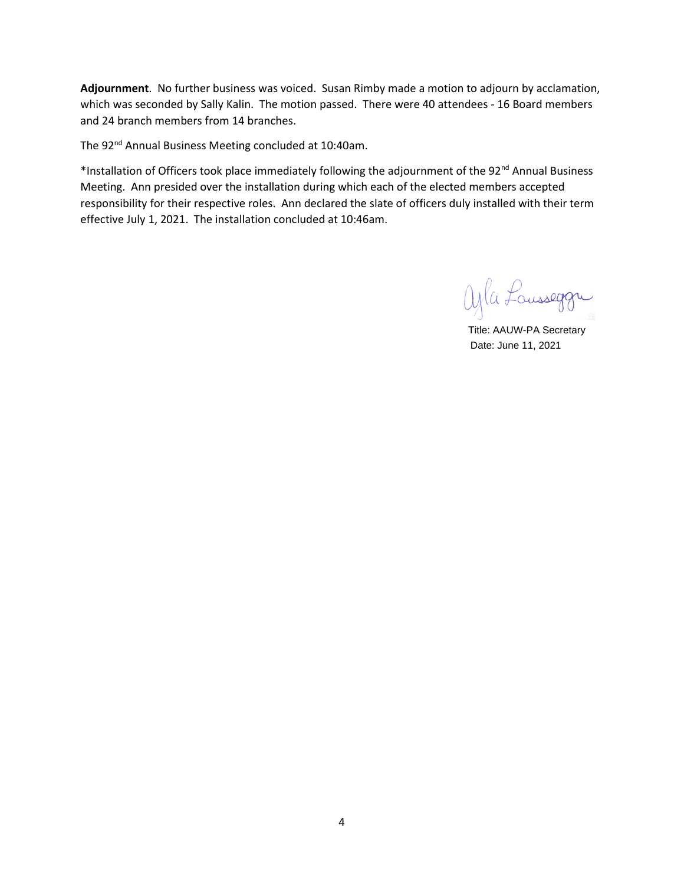**Adjournment**. No further business was voiced. Susan Rimby made a motion to adjourn by acclamation, which was seconded by Sally Kalin. The motion passed. There were 40 attendees - 16 Board members and 24 branch members from 14 branches.

The 92nd Annual Business Meeting concluded at 10:40am.

*Installation of Officers took place immediately following the adjournment of the 92nd Annual Business Meeting. Ann presided over the installation during which each of the elected members accepted responsibility for their respective roles. Ann declared the slate of officers duly installed with their term effective July 1, 2021. The installation concluded at 10:46am.

Ayla Lausseggn

Title: AAUW-PA Secretary
Date: June 11, 2021